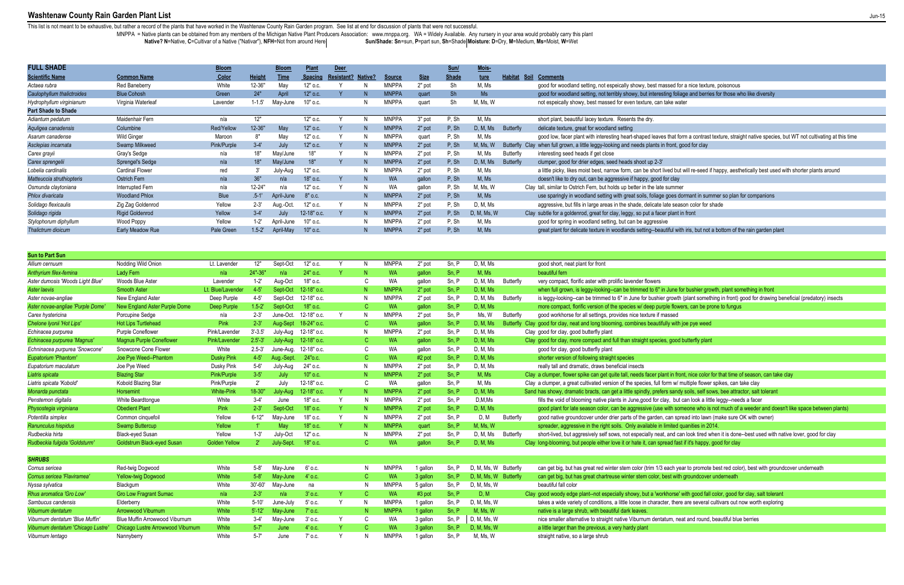# Washtenaw County Rain Garden Plant List

This list is not meant to be exhaustive, but rather a record of the plants that have worked in the Washtenaw County Rain Garden program. See list at end for discussion of plants that were not successful.

MNPPA = Native plants can be obtained from any members of the Michigan Native Plant Producers Association: www.mnppa.org. WA = Widely Available. Any nursery in your area would probably carry this plant

**Native? N**=Native, **C**=Cultivar of a Native ("Nativar"), **NFH**=Not from around Here | **Sun/Shade: Sn**=sun, **P**=part sun, **Sh**=Shade | **Moisture: D**=Dry, **M**=Medium, **Ms**=Moist, **W**=Wet

| Scientific Name | Common Name | Bloom Color | Height | Bloom Time | Plant Spacing | Deer Resistant? | Native? | Source | Size | Sun/Shade | Moisture | Habitat | Soil | Comments |
|---|---|---|---|---|---|---|---|---|---|---|---|---|---|---|
| **FULL SHADE** | | | | | | | | | | | | | | |
| *Actaea rubra* | Red Baneberry | White | 12-36" | May | 12" o.c. | Y | N | MNPPA | 2" pot | Sh | M, Ms | | | good for woodland setting, not espeically showy, best massed for a nice texture, poisonous |
| *Caulophyllum thalictroides* | Blue Cohosh | Green | 24" | April | 12" o.c. | Y | N | MNPPA | quart | Sh | Ms | | | good for woodland setting, not terribly showy, but interesting foliage and berries for those who like diversity |
| *Hydrophyllum virginianum* | Virginia Waterleaf | Lavender | 1-1.5' | May-June | 10" o.c. | | N | MNPPA | quart | Sh | M, Ms, W | | | not espeically showy, best massed for even texture, can take water |
| **Part Shade to Shade** | | | | | | | | | | | | | | |
| *Adiantum pedatum* | Maidenhair Fern | n/a | 12" | | 12" o.c. | Y | N | MNPPA | 3" pot | P, Sh | M, Ms | | | short plant, beautiful lacey texture. Resents the dry. |
| *Aquilegea canadensis* | Columbine | Red/Yellow | 12-36" | May | 12" o.c. | Y | N | MNPPA | 2" pot | P, Sh | D, M, Ms | Butterfly | | delicate texture, great for woodland setting |
| *Asarum canadense* | Wild Ginger | Maroon | 8" | May | 12" o.c. | Y | N | MNPPA | quart | P, Sh | M, Ms | | | good low, facer plant with interesting heart-shaped leaves that form a contrast texture, straight native species, but WT not cultivating at this time |
| *Asclepias incarnata* | Swamp Milkweed | Pink/Purple | 3-4' | July | 12" o.c. | Y | N | MNPPA | 2" pot | P, Sh | M, Ms, W | Butterfly | Clay | when full grown, a little leggy-looking and needs plants in front, good for clay |
| *Carex grayii* | Gray's Sedge | n/a | 18" | May/June | 18" | Y | N | MNPPA | 2" pot | P, Sh | M, Ms | Butterfly | | interesting seed heads if get close |
| *Carex sprengelii* | Sprengel's Sedge | n/a | 18" | May/June | 18" | Y | N | MNPPA | 2" pot | P, Sh | D, M, Ms | Butterfly | | clumper, good for drier edges, seed heads shoot up 2-3' |
| *Lobelia cardinalis* | Cardinal Flower | red | 3' | July-Aug | 12" o.c. | | N | MNPPA | 2" pot | P, Sh | M, Ms | | | a little picky, likes moist best, narrow form, can be short lived but will re-seed if happy, aesthetically best used with shorter plants around |
| *Matteuccia struthiopteris* | Ostrich Fern | n/a | 36" | n/a | 18" o.c. | Y | N | WA | gallon | P, Sh | M, Ms | | | doesn't like to dry out, can be aggessive if happy, good for clay |
| *Osmunda claytoniana* | Interrupted Fern | n/a | 12-24" | n/a | 12" o.c. | Y | N | WA | gallon | P, Sh | M, Ms, W | | Clay | tall, similar to Ostrich Fern, but holds up better in the late summer |
| *Phlox divaricata* | Woodland Phlox | Blue | .5-1' | April-June | 8" o.c. | | N | MNPPA | 2" pot | P, Sh | M, Ms | | | use sparingly in woodland setting with great soils, foliage goes dormant in summer so plan for companions |
| *Solidago flexicaulis* | Zig Zag Goldenrod | Yellow | 2-3' | Aug.-Oct. | 12" o.c. | Y | N | MNPPA | 2" pot | P, Sh | D, M, Ms | | | aggressive, but fills in large areas in the shade, delicate late season color for shade |
| *Solidago rigida* | Rigid Goldenrod | Yellow | 3-4' | July | 12-18" o.c. | Y | N | MNPPA | 2" pot | P, Sh | D, M, Ms, W | | Clay | subtle for a goldenrod, great for clay, leggy, so put a facer plant in front |
| *Stylophorum diphyllum* | Wood Poppy | Yellow | 1-2' | April-June | 10" o.c. | | N | MNPPA | 2" pot | P, Sh | M, Ms | | | good for spring in woodland setting, but can be aggressive |
| *Thalictrum dioicum* | Early Meadow Rue | Pale Green | 1.5-2' | April-May | 10" o.c. | | N | MNPPA | 2" pot | P, Sh | M, Ms | | | great plant for delicate texture in woodlands setting--beautiful with iris, but not a bottom of the rain garden plant |
| **Sun to Part Sun** | | | | | | | | | | | | | | |
| *Allium cernuum* | Nodding Wild Onion | Lt. Lavender | 12" | Sept-Oct | 12" o.c. | Y | N | MNPPA | 2" pot | Sn, P | D, M, Ms | | | good short, neat plant for front |
| *Anthyrium filex-femina* | Lady Fern | n/a | 24"-36" | n/a | 24" o.c. | Y | N | WA | gallon | Sn, P | M, Ms | | | beautiful fern |
| *Aster dumosis 'Woods Light Blue'* | Woods Blue Aster | Lavender | 1-2' | Aug-Oct | 18" o.c. | | C | WA | gallon | Sn, P | D, M, Ms | Butterfly | | very compact, florific aster with prolific lavender flowers |
| *Aster laevis* | Smooth Aster | Lt. Blue/Lavender | 4-5' | Sept-Oct | 12-18" o.c. | | N | MNPPA | 2" pot | Sn, P | D, M, Ms | | | when full grown, is leggy-looking--can be trimmed to 6" in June for bushier growth, plant something in front |
| *Aster novae-angliae* | New England Aster | Deep Purple | 4-5' | Sept-Oct | 12-18" o.c. | | N | MNPPA | 2" pot | Sn, P | D, M, Ms | Butterfly | | is leggy-looking--can be trimmed to 6" in June for bushier growth (plant something in front) good for drawing beneficial (predatory) insects |
| *Aster novae-angliae 'Purple Dome'* | New England Aster Purple Dome | Deep Purple | 1.5-2' | Sept-Oct | 18" o.c. | | C | WA | gallon | Sn, P | D, M, Ms | | | more compact, florific version of the species w/ deep purple flowers, can be prone to fungus |
| *Carex hystericina* | Porcupine Sedge | n/a | 2-3' | June-Oct. | 12-18" o.c. | Y | N | MNPPA | 2" pot | Sn, P | Ms, W | Butterfly | | good workhorse for all settings, provides nice texture if massed |
| *Chelone lyonii 'Hot Lips'* | Hot Lips Turtlehead | Pink | 2-3' | Aug-Sept | 18-24" o.c. | | C | WA | gallon | Sn, P | D, M, Ms | Butterfly | Clay | good for clay, neat and long blooming, combines beautifully with joe pye weed |
| *Echinacea purpurea* | Purple Coneflower | Pink/Lavender | 3'-3.5' | July-Aug | 12-18" o.c. | | N | MNPPA | 2" pot | Sn, P | D, M, Ms | | Clay | good for clay, good butterfly plant |
| *Echinacea purpurea 'Magnus'* | Magnus Purple Coneflower | Pink/Lavender | 2.5'-3' | July-Aug | 12-18" o.c. | | C | WA | gallon | Sn, P | D, M, Ms | | Clay | good for clay, more compact and full than straight species, good butterfly plant |
| *Echninacea purpurea 'Snowcone'* | Snowcone Cone Flower | White | 2.5-3' | June-Aug. | 12-18" o.c. | | C | WA | gallon | Sn, P | D, M, Ms | | | good for clay, good butterfly plant |
| *Eupatorium 'Phantom'* | Joe Pye Weed--Phantom | Dusky Pink | 4-5' | Aug.-Sept. | 24"o.c. | | C | WA | #2 pot | Sn, P | D, M, Ms | | | shorter version of following straight species |
| *Eupatorium maculatum* | Joe Pye Weed | Dusky Pink | 5-6' | July-Aug | 24" o.c. | | N | MNPPA | 2" pot | Sn, P | D, M, Ms | | | really tall and dramatic, draws beneficial insects |
| *Liatris spicata* | Blazing Star | Pink/Purple | 3-5' | July | 10" o.c. | | N | MNPPA | 2" pot | Sn, P | M, Ms | | Clay | a clumper, flower spike can get quite tall, needs facer plant in front, nice color for that time of season, can take clay |
| *Liatris spicata 'Kobold'* | Kobold Blazing Star | Pink/Purple | 2' | July | 12-18" o.c. | | C | WA | gallon | Sn, P | M, Ms | | Clay | a clumper, a great cultivated version of the species, full form w/ multiple flower spikes, can take clay |
| *Monarda punctata* | Horsemint | White-Pink | 18-30" | July-Aug | 12-18" o.c. | Y | N | MNPPA | 2" pot | Sn, P | D, M, Ms | | Sand | has showy, dramatic bracts, can get a little spindly, prefers sandy soils, self sows, bee attractor, salt tolerant |
| *Penstemon digitalis* | White Beardtongue | White | 3-4' | June | 18" o.c. | Y | N | MNPPA | 2" pot | Sn, P | D,M,Ms | | | fills the void of blooming native plants in June,good for clay, but can look a little leggy--needs a facer |
| *Physostegia virginiana* | Obedient Plant | Pink | 2-3' | Sept-Oct | 18" o.c. | Y | N | MNPPA | 2" pot | Sn, P | D, M, Ms | | | good plant for late season color, can be aggressive (use with someone who is not much of a weeder and doesn't like space between plants) |
| *Potentilla simplex* | Common cinquefoil | Yellow | 6-12" | May-June | 18" o.c. | Y | N | MNPPA | 2" pot | Sn, P | D, M | Butterfly | | good native groundcover under drier parts of the garden, can spread into lawn (make sure OK with owner) |
| *Ranunculus hispidus* | Swamp Buttercup | Yellow | 1' | May | 18" o.c. | Y | N | MNPPA | quart | Sn, P | M, Ms, W | | | spreader, aggressive in the right soils. Only available in limited quanities in 2014. |
| *Rudbeckia hirta* | Black-eyed Susan | Yellow | 1-3' | July-Oct | 12" o.c. | | N | MNPPA | 2" pot | Sn, P | D, M, Ms | Butterfly | | short-lived, but aggresively self sows, not especially neat, and can look tired when it is done--best used with native lover, good for clay |
| *Rudbeckia fulgida 'Goldsturm'* | Goldstrum Black-eyed Susan | Golden Yellow | 2' | July-Sept. | 18" o.c. | | C | WA | gallon | Sn, P | D, M, Ms | | Clay | long-blooming, but people either love it or hate it, can spread fast if it's happy, good for clay |
| **SHRUBS** | | | | | | | | | | | | | | |
| *Cornus sericea* | Red-twig Dogwood | White | 5-8' | May-June | 6' o.c. | | N | MNPPA | 1 gallon | Sn, P | D, M, Ms, W | Butterfly | | can get big, but has great red winter stem color (trim 1/3 each year to promote best red color), best with groundcover underneath |
| *Cornus sericea 'Flaviramea'* | Yellow-twig Dogwood | White | 5-8' | May-June | 4' o.c. | | C | WA | 3 gallon | Sn, P | D, M, Ms, W | Butterfly | | can get big, but has great chartreuse winter stem color, best with groundcover underneath |
| *Nyssa sylvatica* | Blackgum | White | 30'-60' | May-June | na | | N | MNPPA | 5 gallon | Sn, P | D, M, Ms, W | | | beautiful fall color |
| *Rhus aromatica 'Gro Low'* | Gro Low Fragrant Sumac | n/a | 2-3' | n/a | 3' o.c. | Y | C | WA | #3 pot | Sn, P | D, M | | Clay | good woody edge plant--not especially showy, but a 'workhorse' with good fall color, good for clay, salt tolerant |
| *Sambucus candensis* | Elderberry | White | 5-10' | June-July | 5' o.c. | Y | N | MNPPA | 1 gallon | Sn, P | D, M, Ms, W | | | takes a wide variety of conditions, a little loose in character, there are several cultivars out now worth exploring |
| *Viburnum dentatum* | Arrowwood Viburnum | White | 5'-12' | May-June | 7' o.c. | | N | MNPPA | 1 gallon | Sn, P | M, Ms, W | | | native is a large shrub, with beautiful dark leaves. |
| *Viburnum dentatum 'Blue Muffin'* | Blue Muffin Arrowwood Viburnum | White | 3-4' | May-June | 3' o.c. | Y | C | WA | 3 gallon | Sn, P | D, M, Ms, W | | | nice smaller alternative to straight native Viburnum dentatum, neat and round, beautiful blue berries |
| *Viburnum dentatum 'Chicago Lustre'* | Chicago Lustre Arrowwood Viburnum | White | 5-7' | June | 4' o.c. | Y | C | WA | 3 gallon | Sn, P | D, M, Ms, W | | | a little larger than the previous, a very hardy plant |
| *Viburnum lentago* | Nannyberry | White | 5-7' | June | 7' o.c. | Y | N | MNPPA | 1 gallon | Sn, P | M, Ms, W | | | straight native, so a large shrub |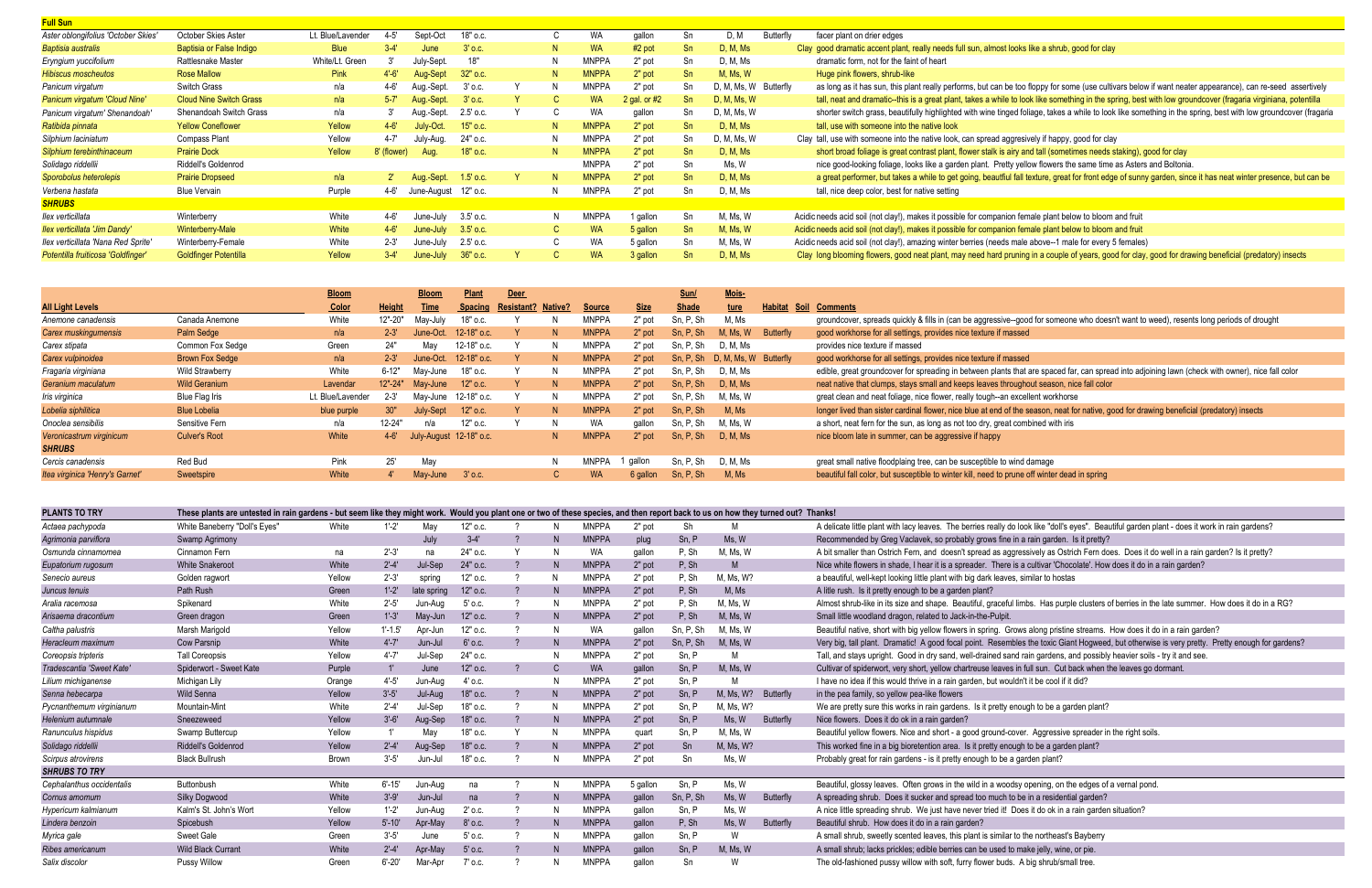| Full Sun | | | | | | | | | | | | | | | |
|---|---|---|---|---|---|---|---|---|---|---|---|---|---|---|---|
| *Aster oblongifolius 'October Skies'* | October Skies Aster | Lt. Blue/Lavender | 4-5' | Sept-Oct | 18" o.c. | | C | WA | gallon | Sn | D, M | Butterfly | | facer plant on drier edges |
| *Baptisia australis* | Baptisia or False Indigo | Blue | 3-4' | June | 3' o.c. | | N | WA | #2 pot | Sn | D, M, Ms | | Clay | good dramatic accent plant, really needs full sun, almost looks like a shrub, good for clay |
| *Eryngium yuccifolium* | Rattlesnake Master | White/Lt. Green | 3' | July-Sept. | 18" | | N | MNPPA | 2" pot | Sn | D, M, Ms | | | dramatic form, not for the faint of heart |
| *Hibiscus moscheutos* | Rose Mallow | Pink | 4'-6' | Aug-Sept | 32" o.c. | | N | MNPPA | 2" pot | Sn | M, Ms, W | | | Huge pink flowers, shrub-like |
| *Panicum virgatum* | Switch Grass | n/a | 4-6' | Aug.-Sept. | 3' o.c. | Y | N | MNPPA | 2" pot | Sn | D, M, Ms, W | Butterfly | | as long as it has sun, this plant really performs, but can be too floppy for some (use cultivars below if want neater appearance), can re-seed assertively |
| *Panicum virgatum 'Cloud Nine'* | Cloud Nine Switch Grass | n/a | 5-7' | Aug.-Sept. | 3' o.c. | Y | C | WA | 2 gal. or #2 | Sn | D, M, Ms, W | | | tall, neat and dramatic--this is a great plant, takes a while to look like something in the spring, best with low groundcover (fragaria virginiana, potentilla |
| *Panicum virgatum' Shenandoah'* | Shenandoah Switch Grass | n/a | 3' | Aug.-Sept. | 2.5' o.c. | Y | C | WA | gallon | Sn | D, M, Ms, W | | | shorter switch grass, beautifully highlighted with wine tinged foliage, takes a while to look like something in the spring, best with low groundcover (fragaria |
| *Ratibida pinnata* | Yellow Coneflower | Yellow | 4-6' | July-Oct. | 15" o.c. | | N | MNPPA | 2" pot | Sn | D, M, Ms | | | tall, use with someone into the native look |
| *Silphium laciniatum* | Compass Plant | Yellow | 4-7' | July-Aug. | 24" o.c. | | N | MNPPA | 2" pot | Sn | D, M, Ms, W | | Clay | tall, use with someone into the native look, can spread aggresively if happy, good for clay |
| *Silphium terebinthinaceum* | Prairie Dock | Yellow | 8' (flower) | Aug. | 18" o.c. | | N | MNPPA | 2" pot | Sn | D, M, Ms | | | short broad foliage is great contrast plant, flower stalk is airy and tall (sometimes needs staking), good for clay |
| *Solidago riddellii* | Riddell's Goldenrod | | | | | | | MNPPA | 2" pot | Sn | Ms, W | | | nice good-looking foliage, looks like a garden plant. Pretty yellow flowers the same time as Asters and Boltonia. |
| *Sporobolus heterolepis* | Prairie Dropseed | n/a | 2' | Aug.-Sept. | 1.5' o.c. | Y | N | MNPPA | 2" pot | Sn | D, M, Ms | | | a great performer, but takes a while to get going, beautful fall texture, great for front edge of sunny garden, since it has neat winter presence, but can be |
| *Verbena hastata* | Blue Vervain | Purple | 4-6' | June-August | 12" o.c. | | N | MNPPA | 2" pot | Sn | D, M, Ms | | | tall, nice deep color, best for native setting |
| **SHRUBS** | | | | | | | | | | | | | | |
| *Ilex verticillata* | Winterberry | White | 4-6' | June-July | 3.5' o.c. | | N | MNPPA | 1 gallon | Sn | M, Ms, W | | Acidic | needs acid soil (not clay!), makes it possible for companion female plant below to bloom and fruit |
| *Ilex verticillata 'Jim Dandy'* | Winterberry-Male | White | 4-6' | June-July | 3.5' o.c. | | C | WA | 5 gallon | Sn | M, Ms, W | | Acidic | needs acid soil (not clay!), makes it possible for companion female plant below to bloom and fruit |
| *Ilex verticillata 'Nana Red Sprite'* | Winterberry-Female | White | 2-3' | June-July | 2.5' o.c. | | C | WA | 5 gallon | Sn | M, Ms, W | | Acidic | needs acid soil (not clay!), amazing winter berries (needs male above--1 male for every 5 females) |
| *Potentilla fruiticosa 'Goldfinger'* | Goldfinger Potentilla | Yellow | 3-4' | June-July | 36" o.c. | Y | C | WA | 3 gallon | Sn | D, M, Ms | | Clay | long blooming flowers, good neat plant, may need hard pruning in a couple of years, good for clay, good for drawing beneficial (predatory) insects |

| All Light Levels | | Bloom Color | Height | Bloom Time | Plant Spacing | Deer Resistant? | Native? | Source | Size | Sun/ Shade | Mois-ture | Habitat | Soil | Comments |
|---|---|---|---|---|---|---|---|---|---|---|---|---|---|---|
| *Anemone canadensis* | Canada Anemone | White | 12"-20" | May-July | 18" o.c. | Y | N | MNPPA | 2" pot | Sn, P, Sh | M, Ms | | | groundcover, spreads quickly & fills in (can be aggressive--good for someone who doesn't want to weed), resents long periods of drought |
| *Carex muskingumensis* | Palm Sedge | n/a | 2-3' | June-Oct. | 12-18" o.c. | Y | N | MNPPA | 2" pot | Sn, P, Sh | M, Ms, W | Butterfly | | good workhorse for all settings, provides nice texture if massed |
| *Carex stipata* | Common Fox Sedge | Green | 24" | May | 12-18" o.c. | Y | N | MNPPA | 2" pot | Sn, P, Sh | D, M, Ms | | | provides nice texture if massed |
| *Carex vulpinoidea* | Brown Fox Sedge | n/a | 2-3' | June-Oct. | 12-18" o.c. | Y | N | MNPPA | 2" pot | Sn, P, Sh | D, M, Ms, W | Butterfly | | good workhorse for all settings, provides nice texture if massed |
| *Fragaria virginiana* | Wild Strawberry | White | 6-12" | May-June | 18" o.c. | Y | N | MNPPA | 2" pot | Sn, P, Sh | D, M, Ms | | | edible, great groundcover for spreading in between plants that are spaced far, can spread into adjoining lawn (check with owner), nice fall color |
| *Geranium maculatum* | Wild Geranium | Lavendar | 12"-24" | May-June | 12" o.c. | Y | N | MNPPA | 2" pot | Sn, P, Sh | D, M, Ms | | | neat native that clumps, stays small and keeps leaves throughout season, nice fall color |
| *Iris virginica* | Blue Flag Iris | Lt. Blue/Lavender | 2-3' | May-June | 12-18" o.c. | Y | N | MNPPA | 2" pot | Sn, P, Sh | M, Ms, W | | | great clean and neat foliage, nice flower, really tough--an excellent workhorse |
| *Lobelia siphilitica* | Blue Lobelia | blue purple | 30" | July-Sept | 12" o.c. | Y | N | MNPPA | 2" pot | Sn, P, Sh | M, Ms | | | longer lived than sister cardinal flower, nice blue at end of the season, neat for native, good for drawing beneficial (predatory) insects |
| *Onoclea sensibilis* | Sensitive Fern | n/a | 12-24" | n/a | 12" o.c. | Y | N | WA | gallon | Sn, P, Sh | M, Ms, W | | | a short, neat fern for the sun, as long as not too dry, great combined with iris |
| *Veronicastrum virginicum* | Culver's Root | White | 4-6' | July-August | 12-18" o.c. | | N | MNPPA | 2" pot | Sn, P, Sh | D, M, Ms | | | nice bloom late in summer, can be aggressive if happy |
| **SHRUBS** | | | | | | | | | | | | | | |
| *Cercis canadensis* | Red Bud | Pink | 25' | May | | | N | MNPPA | 1 gallon | Sn, P, Sh | D, M, Ms | | | great small native floodplaing tree, can be susceptible to wind damage |
| *Itea virginica 'Henry's Garnet'* | Sweetspire | White | 4' | May-June | 3' o.c. | | C | WA | 6 gallon | Sn, P, Sh | M, Ms | | | beautiful fall color, but susceptible to winter kill, need to prune off winter dead in spring |

| PLANTS TO TRY | These plants are untested in rain gardens - but seem like they might work. Would you plant one or two of these species, and then report back to us on how they turned out? Thanks! | | | | | | | | | | | | |
|---|---|---|---|---|---|---|---|---|---|---|---|---|---|
| *Actaea pachypoda* | White Baneberry "Doll's Eyes" | White | 1'-2' | May | 12" o.c. | ? | N | MNPPA | 2" pot | Sh | M | | A delicate little plant with lacy leaves. The berries really do look like "doll's eyes". Beautiful garden plant - does it work in rain gardens? |
| *Agrimonia parviflora* | Swamp Agrimony | | | July | 3-4' | ? | N | MNPPA | plug | Sn, P | Ms, W | | Recommended by Greg Vaclavek, so probably grows fine in a rain garden. Is it pretty? |
| *Osmunda cinnamomea* | Cinnamon Fern | na | 2'-3' | na | 24" o.c. | Y | N | WA | gallon | P, Sh | M, Ms, W | | A bit smaller than Ostrich Fern, and doesn't spread as aggressively as Ostrich Fern does. Does it do well in a rain garden? Is it pretty? |
| *Eupatorium rugosum* | White Snakeroot | White | 2'-4' | Jul-Sep | 24" o.c. | ? | N | MNPPA | 2" pot | P, Sh | M | | Nice white flowers in shade, I hear it is a spreader. There is a cultivar 'Chocolate'. How does it do in a rain garden? |
| *Senecio aureus* | Golden ragwort | Yellow | 2'-3' | spring | 12" o.c. | ? | N | MNPPA | 2" pot | P, Sh | M, Ms, W? | | a beautiful, well-kept looking little plant with big dark leaves, similar to hostas |
| *Juncus tenuis* | Path Rush | Green | 1'-2' | late spring | 12" o.c. | ? | N | MNPPA | 2" pot | P, Sh | M, Ms | | A little rush. Is it pretty enough to be a garden plant? |
| *Aralia racemosa* | Spikenard | White | 2'-5' | Jun-Aug | 5' o.c. | ? | N | MNPPA | 2" pot | P, Sh | M, Ms, W | | Almost shrub-like in its size and shape. Beautiful, graceful limbs. Has purple clusters of berries in the late summer. How does it do in a RG? |
| *Arisaema dracontium* | Green dragon | Green | 1'-3' | May-Jun | 12" o.c. | ? | N | MNPPA | 2" pot | P, Sh | M, Ms, W | | Small little woodland dragon, related to Jack-in-the-Pulpit. |
| *Caltha palustris* | Marsh Marigold | Yellow | 1'-1.5' | Apr-Jun | 12" o.c. | ? | N | WA | gallon | Sn, P, Sh | M, Ms, W | | Beautiful native, short with big yellow flowers in spring. Grows along pristine streams. How does it do in a rain garden? |
| *Heracleum maximum* | Cow Parsnip | White | 4'-7' | Jun-Jul | 6' o.c. | ? | N | MNPPA | 2" pot | Sn, P, Sh | M, Ms, W | | Very big, tall plant. Dramatic! A good focal point. Resembles the toxic Giant Hogweed, but otherwise is very pretty. Pretty enough for gardens? |
| *Coreopsis tripteris* | Tall Coreopsis | Yellow | 4'-7' | Jul-Sep | 24" o.c. | | N | MNPPA | 2" pot | Sn, P | M | | Tall, and stays upright. Good in dry sand, well-drained sand rain gardens, and possibly heavier soils - try it and see. |
| *Tradescantia 'Sweet Kate'* | Spiderwort - Sweet Kate | Purple | 1' | June | 12" o.c. | ? | C | WA | gallon | Sn, P | M, Ms, W | | Cultivar of spiderwort, very short, yellow chartreuse leaves in full sun. Cut back when the leaves go dormant. |
| *Lilium michiganense* | Michigan Lily | Orange | 4'-5' | Jun-Aug | 4' o.c. | | N | MNPPA | 2" pot | Sn, P | M | | I have no idea if this would thrive in a rain garden, but wouldn't it be cool if it did? |
| *Senna hebecarpa* | Wild Senna | Yellow | 3'-5' | Jul-Aug | 18" o.c. | ? | N | MNPPA | 2" pot | Sn, P | M, Ms, W? | Butterfly | in the pea family, so yellow pea-like flowers |
| *Pycnanthemum virginianum* | Mountain-Mint | White | 2'-4' | Jul-Sep | 18" o.c. | ? | N | MNPPA | 2" pot | Sn, P | M, Ms, W? | | We are pretty sure this works in rain gardens. Is it pretty enough to be a garden plant? |
| *Helenium autumnale* | Sneezeweed | Yellow | 3'-6' | Aug-Sep | 18" o.c. | ? | N | MNPPA | 2" pot | Sn, P | Ms, W | Butterfly | Nice flowers. Does it do ok in a rain garden? |
| *Ranunculus hispidus* | Swamp Buttercup | Yellow | 1' | May | 18" o.c. | Y | N | MNPPA | quart | Sn, P | M, Ms, W | | Beautiful yellow flowers. Nice and short - a good ground-cover. Aggressive spreader in the right soils. |
| *Solidago riddellii* | Riddell's Goldenrod | Yellow | 2'-4' | Aug-Sep | 18" o.c. | ? | N | MNPPA | 2" pot | Sn | M, Ms, W? | | This worked fine in a big bioretention area. Is it pretty enough to be a garden plant? |
| *Scirpus atrovirens* | Black Bullrush | Brown | 3'-5' | Jun-Jul | 18" o.c. | ? | N | MNPPA | 2" pot | Sn | Ms, W | | Probably great for rain gardens - is it pretty enough to be a garden plant? |
| **SHRUBS TO TRY** | | | | | | | | | | | | | |
| *Cephalanthus occidentalis* | Buttonbush | White | 6'-15' | Jun-Aug | na | ? | N | MNPPA | 5 gallon | Sn, P | Ms, W | | Beautiful, glossy leaves. Often grows in the wild in a woodsy opening, on the edges of a vernal pond. |
| *Cornus amomum* | Silky Dogwood | White | 3'-9' | Jun-Jul | na | ? | N | MNPPA | gallon | Sn, P, Sh | Ms, W | Butterfly | A spreading shrub. Does it sucker and spread too much to be in a residential garden? |
| *Hypericum kalmianum* | Kalm's St. John's Wort | Yellow | 1'-2' | Jun-Aug | 2' o.c. | ? | N | MNPPA | gallon | Sn, P | Ms, W | | A nice little spreading shrub. We just have never tried it! Does it do ok in a rain garden situation? |
| *Lindera benzoin* | Spicebush | Yellow | 5'-10' | Apr-May | 8' o.c. | ? | N | MNPPA | gallon | P, Sh | Ms, W | Butterfly | Beautiful shrub. How does it do in a rain garden? |
| *Myrica gale* | Sweet Gale | Green | 3'-5' | June | 5' o.c. | ? | N | MNPPA | gallon | Sn, P | W | | A small shrub, sweetly scented leaves, this plant is similar to the northeast's Bayberry |
| *Ribes americanum* | Wild Black Currant | White | 2'-4' | Apr-May | 5' o.c. | ? | N | MNPPA | gallon | Sn, P | M, Ms, W | | A small shrub; lacks prickles; edible berries can be used to make jelly, wine, or pie. |
| *Salix discolor* | Pussy Willow | Green | 6'-20' | Mar-Apr | 7' o.c. | ? | N | MNPPA | gallon | Sn | W | | The old-fashioned pussy willow with soft, furry flower buds. A big shrub/small tree. |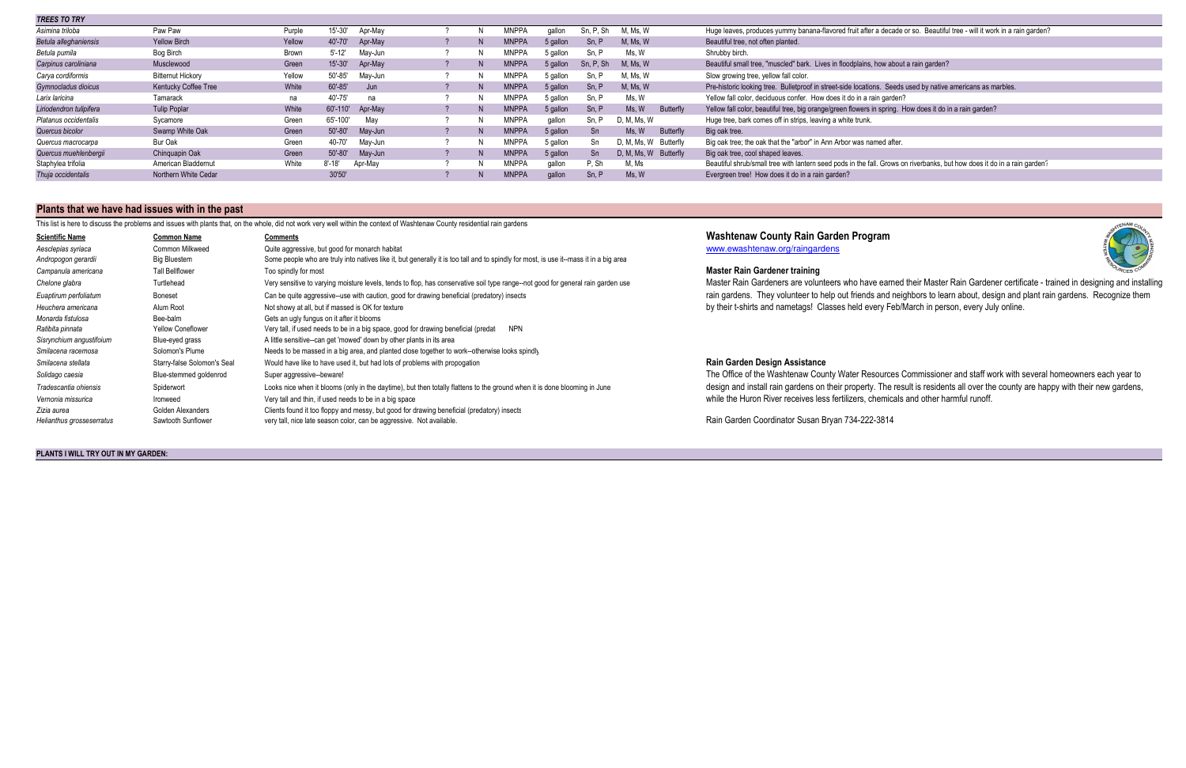## TREES TO TRY

| | | | | | | | | | | | | |
|---|---|---|---|---|---|---|---|---|---|---|---|---|
| *Asimina triloba* | Paw Paw | Purple | 15'-30' | Apr-May | ? | N | MNPPA | gallon | Sn, P, Sh | M, Ms, W | | Huge leaves, produces yummy banana-flavored fruit after a decade or so. Beautiful tree - will it work in a rain garden? |
| *Betula alleghaniensis* | Yellow Birch | Yellow | 40'-70' | Apr-May | ? | N | MNPPA | 5 gallon | Sn, P | M, Ms, W | | Beautiful tree, not often planted. |
| *Betula pumila* | Bog Birch | Brown | 5'-12' | May-Jun | ? | N | MNPPA | 5 gallon | Sn, P | Ms, W | | Shrubby birch. |
| *Carpinus caroliniana* | Musclewood | Green | 15'-30' | Apr-May | ? | N | MNPPA | 5 gallon | Sn, P, Sh | M, Ms, W | | Beautiful small tree, "muscled" bark. Lives in floodplains, how about a rain garden? |
| *Carya cordiformis* | Bitternut Hickory | Yellow | 50'-85' | May-Jun | ? | N | MNPPA | 5 gallon | Sn, P | M, Ms, W | | Slow growing tree, yellow fall color. |
| *Gymnocladus dioicus* | Kentucky Coffee Tree | White | 60'-85' | Jun | ? | N | MNPPA | 5 gallon | Sn, P | M, Ms, W | | Pre-historic looking tree. Bulletproof in street-side locations. Seeds used by native americans as marbles. |
| *Larix laricina* | Tamarack | na | 40'-75' | na | ? | N | MNPPA | 5 gallon | Sn, P | Ms, W | | Yellow fall color, deciduous confer. How does it do in a rain garden? |
| *Liriodendron tulipifera* | Tulip Poplar | White | 60'-110' | Apr-May | ? | N | MNPPA | 5 gallon | Sn, P | Ms, W | Butterfly | Yellow fall color, beautiful tree, big orange/green flowers in spring. How does it do in a rain garden? |
| *Platanus occidentalis* | Sycamore | Green | 65'-100' | May | ? | N | MNPPA | gallon | Sn, P | D, M, Ms, W | | Huge tree, bark comes off in strips, leaving a white trunk. |
| *Quercus bicolor* | Swamp White Oak | Green | 50'-80' | May-Jun | ? | N | MNPPA | 5 gallon | Sn | Ms, W | Butterfly | Big oak tree. |
| *Quercus macrocarpa* | Bur Oak | Green | 40-70' | May-Jun | ? | N | MNPPA | 5 gallon | Sn | D, M, Ms, W | Butterfly | Big oak tree; the oak that the "arbor" in Ann Arbor was named after. |
| *Quercus muehlenbergii* | Chinquapin Oak | Green | 50'-80' | May-Jun | ? | N | MNPPA | 5 gallon | Sn | D, M, Ms, W | Butterfly | Big oak tree, cool shaped leaves. |
| Staphylea trifolia | American Bladdernut | White | 8'-18' | Apr-May | ? | N | MNPPA | gallon | P, Sh | M, Ms | | Beautiful shrub/small tree with lantern seed pods in the fall. Grows on riverbanks, but how does it do in a rain garden? |
| *Thuja occidentalis* | Northern White Cedar | | 30'50' | | ? | N | MNPPA | gallon | Sn, P | Ms, W | | Evergreen tree! How does it do in a rain garden? |

## Plants that we have had issues with in the past

This list is here to discuss the problems and issues with plants that, on the whole, did not work very well within the context of Washtenaw County residential rain gardens

| Scientific Name | Common Name | Comments |
|---|---|---|
| *Aesclepias syriaca* | Common Milkweed | Quite aggressive, but good for monarch habitat |
| *Andropogon gerardii* | Big Bluestem | Some people who are truly into natives like it, but generally it is too tall and to spindly for most, is use it--mass it in a big area |
| *Campanula americana* | Tall Bellflower | Too spindly for most |
| *Chelone glabra* | Turtlehead | Very sensitive to varying moisture levels, tends to flop, has conservative soil type range--not good for general rain garden use |
| *Euaptirum perfoliatum* | Boneset | Can be quite aggressive--use with caution, good for drawing beneficial (predatory) insects |
| *Heuchera americana* | Alum Root | Not showy at all, but if massed is OK for texture |
| *Monarda fistulosa* | Bee-balm | Gets an ugly fungus on it after it blooms |
| *Ratibita pinnata* | Yellow Coneflower | Very tall, if used needs to be in a big space, good for drawing beneficial (predat NPN |
| *Sisrynchium angustifoium* | Blue-eyed grass | A little sensitive--can get 'mowed' down by other plants in its area |
| *Smilacena racemosa* | Solomon's Plume | Needs to be massed in a big area, and planted close together to work--otherwise looks spindly |
| *Smilacena stellata* | Starry-false Solomon's Seal | Would have like to have used it, but had lots of problems with propogation |
| *Solidago caesia* | Blue-stemmed goldenrod | Super aggressive--beware! |
| *Tradescantia ohiensis* | Spiderwort | Looks nice when it blooms (only in the daytime), but then totally flattens to the ground when it is done blooming in June |
| *Vernonia missurica* | Ironweed | Very tall and thin, if used needs to be in a big space |
| *Zizia aurea* | Golden Alexanders | Clients found it too floppy and messy, but good for drawing beneficial (predatory) insects |
| *Helianthus grosseserratus* | Sawtooth Sunflower | very tall, nice late season color, can be aggressive. Not available. |

## Washtenaw County Rain Garden Program

www.ewashtenaw.org/raingardens

### Master Rain Gardener training

Master Rain Gardeners are volunteers who have earned their Master Rain Gardener certificate - trained in designing and installing rain gardens. They volunteer to help out friends and neighbors to learn about, design and plant rain gardens. Recognize them by their t-shirts and nametags! Classes held every Feb/March in person, every July online.

### Rain Garden Design Assistance

The Office of the Washtenaw County Water Resources Commissioner and staff work with several homeowners each year to design and install rain gardens on their property. The result is residents all over the county are happy with their new gardens, while the Huron River receives less fertilizers, chemicals and other harmful runoff.

Rain Garden Coordinator Susan Bryan 734-222-3814

**PLANTS I WILL TRY OUT IN MY GARDEN:**